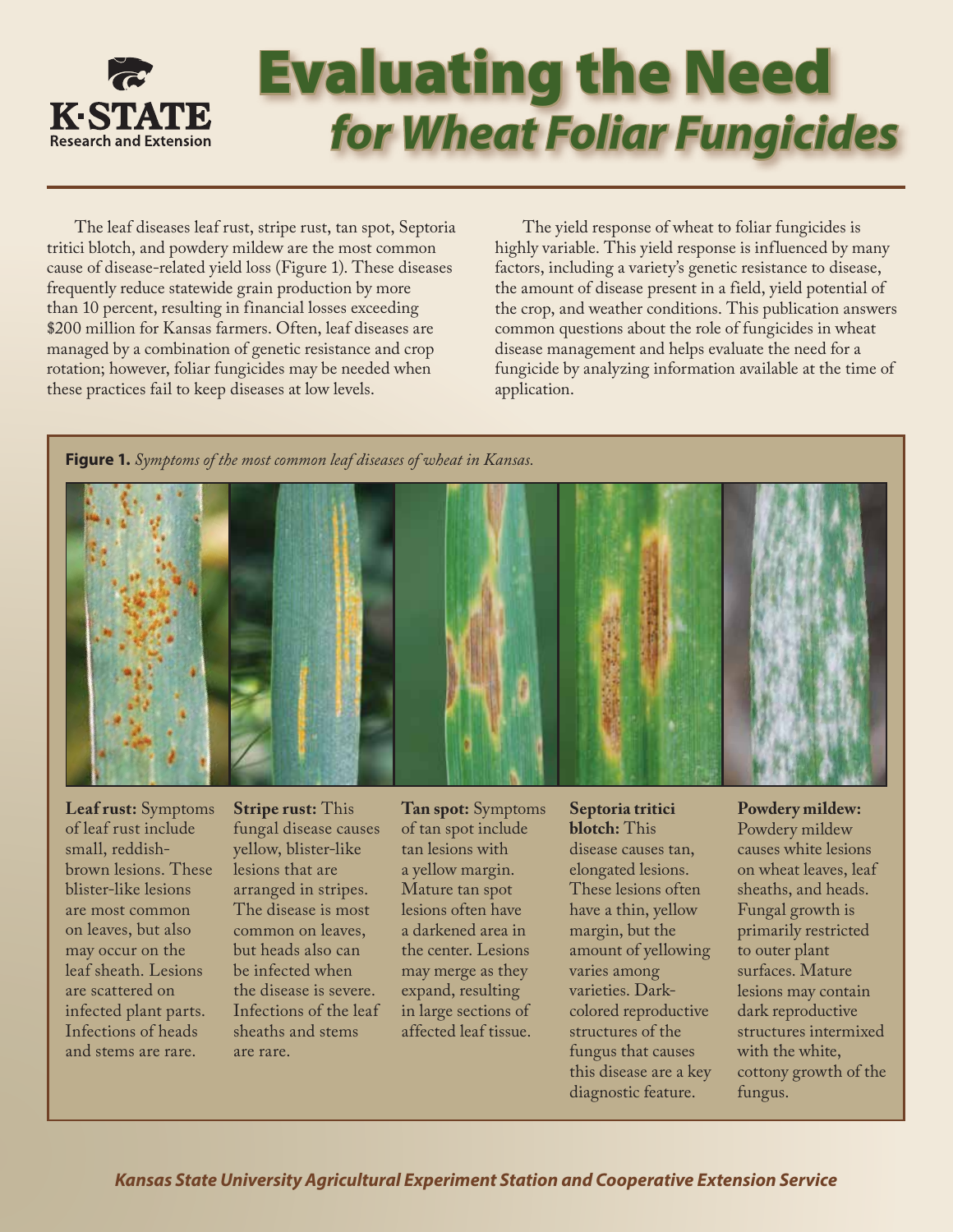# Evaluating the Need *for Wheat Foliar Fungicides*

The leaf diseases leaf rust, stripe rust, tan spot, Septoria tritici blotch, and powdery mildew are the most common cause of disease-related yield loss (Figure 1). These diseases frequently reduce statewide grain production by more than 10 percent, resulting in financial losses exceeding $200 million for Kansas farmers. Often, leaf diseases are managed by a combination of genetic resistance and crop rotation; however, foliar fungicides may be needed when these practices fail to keep diseases at low levels.

The yield response of wheat to foliar fungicides is highly variable. This yield response is influenced by many factors, including a variety's genetic resistance to disease, the amount of disease present in a field, yield potential of the crop, and weather conditions. This publication answers common questions about the role of fungicides in wheat disease management and helps evaluate the need for a fungicide by analyzing information available at the time of application.

**Figure 1.** *Symptoms of the most common leaf diseases of wheat in Kansas.*

**Leaf rust:** Symptoms of leaf rust include small, reddish-brown lesions. These blister-like lesions are most common on leaves, but also may occur on the leaf sheath. Lesions are scattered on infected plant parts. Infections of heads and stems are rare.

**Stripe rust:** This fungal disease causes yellow, blister-like lesions that are arranged in stripes. The disease is most common on leaves, but heads also can be infected when the disease is severe. Infections of the leaf sheaths and stems are rare.

**Tan spot:** Symptoms of tan spot include tan lesions with a yellow margin. Mature tan spot lesions often have a darkened area in the center. Lesions may merge as they expand, resulting in large sections of affected leaf tissue.

**Septoria tritici blotch:** This disease causes tan, elongated lesions. These lesions often have a thin, yellow margin, but the amount of yellowing varies among varieties. Dark-colored reproductive structures of the fungus that causes this disease are a key diagnostic feature.

**Powdery mildew:** Powdery mildew causes white lesions on wheat leaves, leaf sheaths, and heads. Fungal growth is primarily restricted to outer plant surfaces. Mature lesions may contain dark reproductive structures intermixed with the white, cottony growth of the fungus.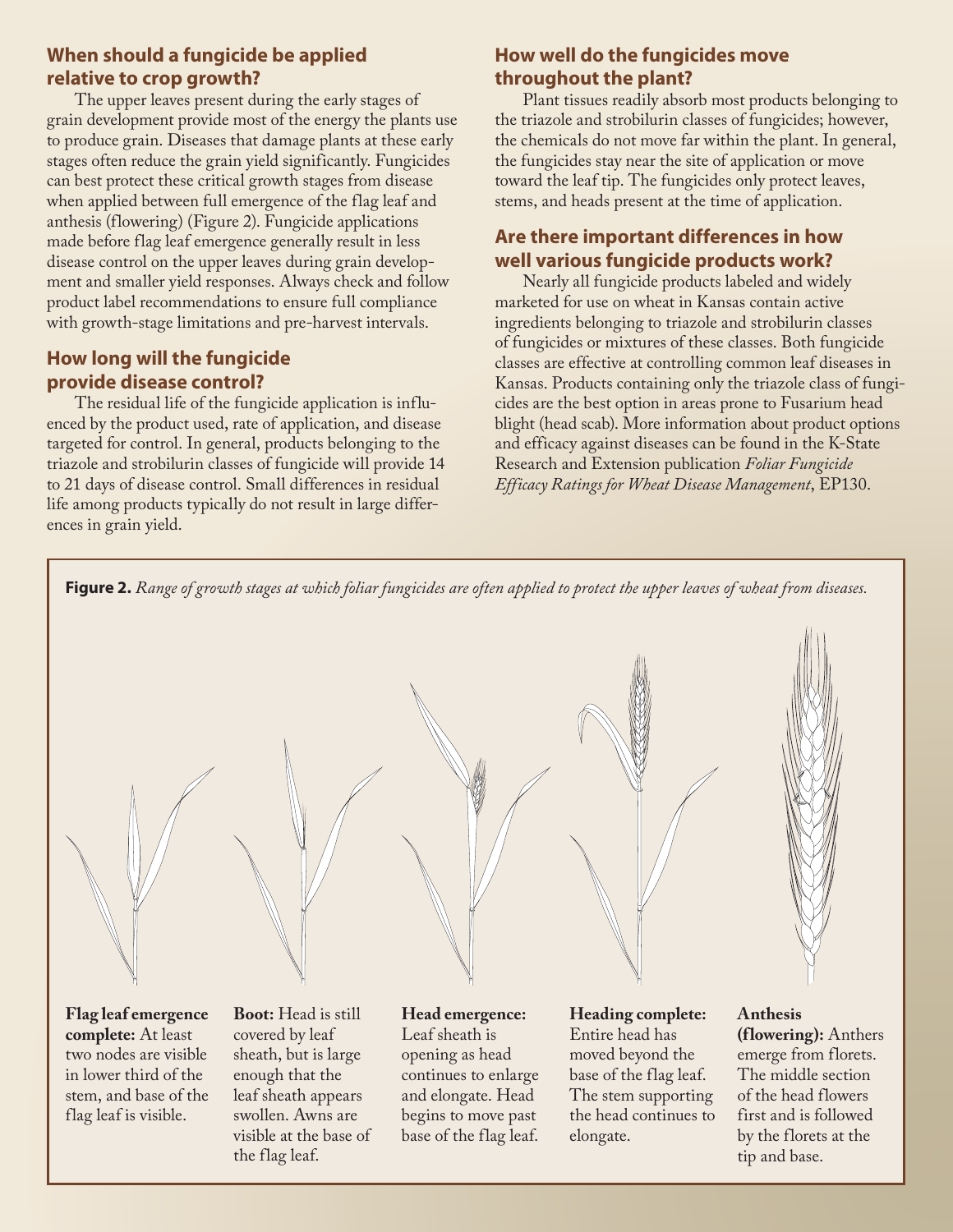## When should a fungicide be applied relative to crop growth?

The upper leaves present during the early stages of grain development provide most of the energy the plants use to produce grain. Diseases that damage plants at these early stages often reduce the grain yield significantly. Fungicides can best protect these critical growth stages from disease when applied between full emergence of the flag leaf and anthesis (flowering) (Figure 2). Fungicide applications made before flag leaf emergence generally result in less disease control on the upper leaves during grain development and smaller yield responses. Always check and follow product label recommendations to ensure full compliance with growth-stage limitations and pre-harvest intervals.

## How long will the fungicide provide disease control?

The residual life of the fungicide application is influenced by the product used, rate of application, and disease targeted for control. In general, products belonging to the triazole and strobilurin classes of fungicide will provide 14 to 21 days of disease control. Small differences in residual life among products typically do not result in large differences in grain yield.

## How well do the fungicides move throughout the plant?

Plant tissues readily absorb most products belonging to the triazole and strobilurin classes of fungicides; however, the chemicals do not move far within the plant. In general, the fungicides stay near the site of application or move toward the leaf tip. The fungicides only protect leaves, stems, and heads present at the time of application.

## Are there important differences in how well various fungicide products work?

Nearly all fungicide products labeled and widely marketed for use on wheat in Kansas contain active ingredients belonging to triazole and strobilurin classes of fungicides or mixtures of these classes. Both fungicide classes are effective at controlling common leaf diseases in Kansas. Products containing only the triazole class of fungicides are the best option in areas prone to Fusarium head blight (head scab). More information about product options and efficacy against diseases can be found in the K-State Research and Extension publication *Foliar Fungicide Efficacy Ratings for Wheat Disease Management*, EP130.

**Figure 2.** *Range of growth stages at which foliar fungicides are often applied to protect the upper leaves of wheat from diseases.*

**Flag leaf emergence complete:** At least two nodes are visible in lower third of the stem, and base of the flag leaf is visible.

**Boot:** Head is still covered by leaf sheath, but is large enough that the leaf sheath appears swollen. Awns are visible at the base of the flag leaf.

**Head emergence:** Leaf sheath is opening as head continues to enlarge and elongate. Head begins to move past base of the flag leaf.

**Heading complete:** Entire head has moved beyond the base of the flag leaf. The stem supporting the head continues to elongate.

**Anthesis (flowering):** Anthers emerge from florets. The middle section of the head flowers first and is followed by the florets at the tip and base.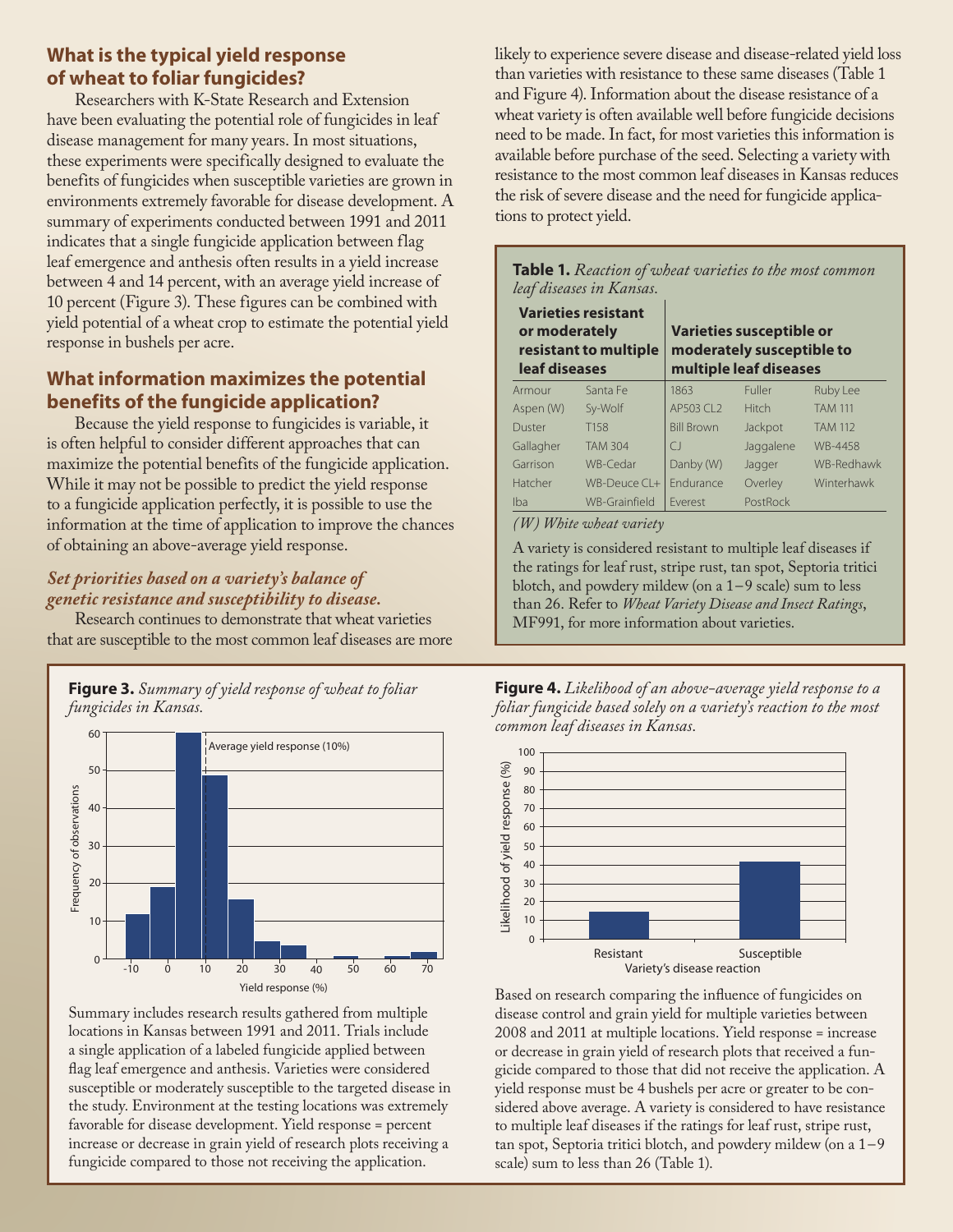## What is the typical yield response of wheat to foliar fungicides?

Researchers with K-State Research and Extension have been evaluating the potential role of fungicides in leaf disease management for many years. In most situations, these experiments were specifically designed to evaluate the benefits of fungicides when susceptible varieties are grown in environments extremely favorable for disease development. A summary of experiments conducted between 1991 and 2011 indicates that a single fungicide application between flag leaf emergence and anthesis often results in a yield increase between 4 and 14 percent, with an average yield increase of 10 percent (Figure 3). These figures can be combined with yield potential of a wheat crop to estimate the potential yield response in bushels per acre.

## What information maximizes the potential benefits of the fungicide application?

Because the yield response to fungicides is variable, it is often helpful to consider different approaches that can maximize the potential benefits of the fungicide application. While it may not be possible to predict the yield response to a fungicide application perfectly, it is possible to use the information at the time of application to improve the chances of obtaining an above-average yield response.

### *Set priorities based on a variety's balance of genetic resistance and susceptibility to disease.*

Research continues to demonstrate that wheat varieties that are susceptible to the most common leaf diseases are more likely to experience severe disease and disease-related yield loss than varieties with resistance to these same diseases (Table 1 and Figure 4). Information about the disease resistance of a wheat variety is often available well before fungicide decisions need to be made. In fact, for most varieties this information is available before purchase of the seed. Selecting a variety with resistance to the most common leaf diseases in Kansas reduces the risk of severe disease and the need for fungicide applications to protect yield.

**Table 1.** *Reaction of wheat varieties to the most common leaf diseases in Kansas.*

| Varieties resistant or moderately resistant to multiple leaf diseases | | Varieties susceptible or moderately susceptible to multiple leaf diseases | | |
|---|---|---|---|---|
| Armour | Santa Fe | 1863 | Fuller | Ruby Lee |
| Aspen (W) | Sy-Wolf | AP503 CL2 | Hitch | TAM 111 |
| Duster | T158 | Bill Brown | Jackpot | TAM 112 |
| Gallagher | TAM 304 | CJ | Jaggalene | WB-4458 |
| Garrison | WB-Cedar | Danby (W) | Jagger | WB-Redhawk |
| Hatcher | WB-Deuce CL+ | Endurance | Overley | Winterhawk |
| Iba | WB-Grainfield | Everest | PostRock | |

*(W) White wheat variety*

A variety is considered resistant to multiple leaf diseases if the ratings for leaf rust, stripe rust, tan spot, Septoria tritici blotch, and powdery mildew (on a 1–9 scale) sum to less than 26. Refer to *Wheat Variety Disease and Insect Ratings*, MF991, for more information about varieties.

**Figure 3.** *Summary of yield response of wheat to foliar fungicides in Kansas.*

Summary includes research results gathered from multiple locations in Kansas between 1991 and 2011. Trials include a single application of a labeled fungicide applied between flag leaf emergence and anthesis. Varieties were considered susceptible or moderately susceptible to the targeted disease in the study. Environment at the testing locations was extremely favorable for disease development. Yield response = percent increase or decrease in grain yield of research plots receiving a fungicide compared to those not receiving the application.

**Figure 4.** *Likelihood of an above-average yield response to a foliar fungicide based solely on a variety's reaction to the most common leaf diseases in Kansas.*

Based on research comparing the influence of fungicides on disease control and grain yield for multiple varieties between 2008 and 2011 at multiple locations. Yield response = increase or decrease in grain yield of research plots that received a fungicide compared to those that did not receive the application. A yield response must be 4 bushels per acre or greater to be considered above average. A variety is considered to have resistance to multiple leaf diseases if the ratings for leaf rust, stripe rust, tan spot, Septoria tritici blotch, and powdery mildew (on a 1–9 scale) sum to less than 26 (Table 1).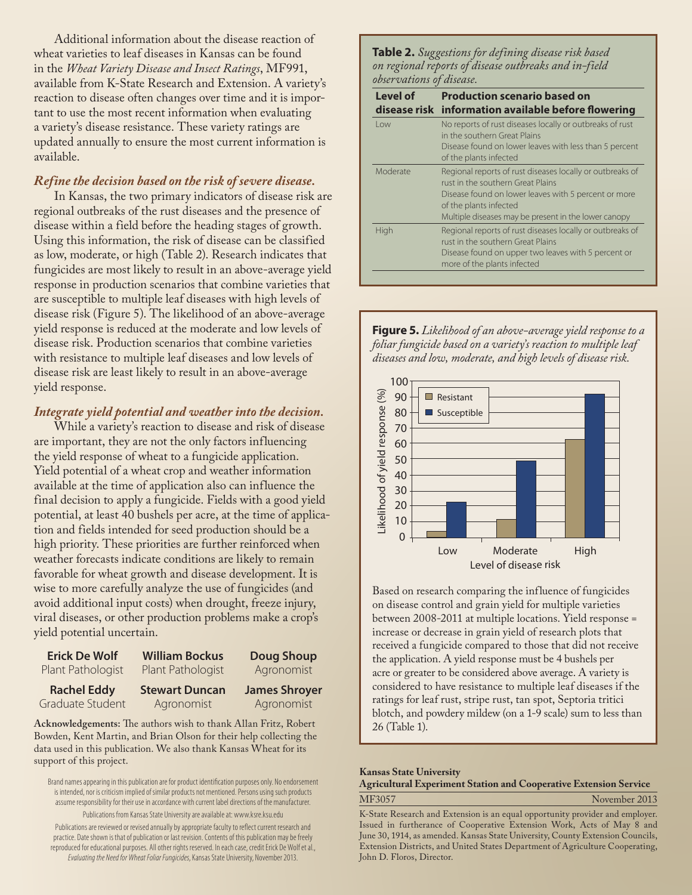Additional information about the disease reaction of wheat varieties to leaf diseases in Kansas can be found in the *Wheat Variety Disease and Insect Ratings*, MF991, available from K-State Research and Extension. A variety's reaction to disease often changes over time and it is important to use the most recent information when evaluating a variety's disease resistance. These variety ratings are updated annually to ensure the most current information is available.

### *Refine the decision based on the risk of severe disease.*

In Kansas, the two primary indicators of disease risk are regional outbreaks of the rust diseases and the presence of disease within a field before the heading stages of growth. Using this information, the risk of disease can be classified as low, moderate, or high (Table 2). Research indicates that fungicides are most likely to result in an above-average yield response in production scenarios that combine varieties that are susceptible to multiple leaf diseases with high levels of disease risk (Figure 5). The likelihood of an above-average yield response is reduced at the moderate and low levels of disease risk. Production scenarios that combine varieties with resistance to multiple leaf diseases and low levels of disease risk are least likely to result in an above-average yield response.

### *Integrate yield potential and weather into the decision.*

While a variety's reaction to disease and risk of disease are important, they are not the only factors influencing the yield response of wheat to a fungicide application. Yield potential of a wheat crop and weather information available at the time of application also can influence the final decision to apply a fungicide. Fields with a good yield potential, at least 40 bushels per acre, at the time of application and fields intended for seed production should be a high priority. These priorities are further reinforced when weather forecasts indicate conditions are likely to remain favorable for wheat growth and disease development. It is wise to more carefully analyze the use of fungicides (and avoid additional input costs) when drought, freeze injury, viral diseases, or other production problems make a crop's yield potential uncertain.

**Table 2.** *Suggestions for defining disease risk based on regional reports of disease outbreaks and in-field observations of disease.*

| Level of disease risk | Production scenario based on information available before flowering |
|---|---|
| Low | No reports of rust diseases locally or outbreaks of rust in the southern Great Plains<br>Disease found on lower leaves with less than 5 percent of the plants infected |
| Moderate | Regional reports of rust diseases locally or outbreaks of rust in the southern Great Plains<br>Disease found on lower leaves with 5 percent or more of the plants infected<br>Multiple diseases may be present in the lower canopy |
| High | Regional reports of rust diseases locally or outbreaks of rust in the southern Great Plains<br>Disease found on upper two leaves with 5 percent or more of the plants infected |

**Figure 5.** *Likelihood of an above-average yield response to a foliar fungicide based on a variety's reaction to multiple leaf diseases and low, moderate, and high levels of disease risk.*

Likelihood of yield response (%)
100
90
80
70
60
50
40
30
20
10
0
Resistant
Susceptible
Low
Moderate
High
Level of disease risk

Based on research comparing the influence of fungicides on disease control and grain yield for multiple varieties between 2008-2011 at multiple locations. Yield response = increase or decrease in grain yield of research plots that received a fungicide compared to those that did not receive the application. A yield response must be 4 bushels per acre or greater to be considered above average. A variety is considered to have resistance to multiple leaf diseases if the ratings for leaf rust, stripe rust, tan spot, Septoria tritici blotch, and powdery mildew (on a 1-9 scale) sum to less than 26 (Table 1).

**Erick De Wolf**
Plant Pathologist

**William Bockus**
Plant Pathologist

**Doug Shoup**
Agronomist

**Rachel Eddy**
Graduate Student

**Stewart Duncan**
Agronomist

**James Shroyer**
Agronomist

**Acknowledgements:** The authors wish to thank Allan Fritz, Robert Bowden, Kent Martin, and Brian Olson for their help collecting the data used in this publication. We also thank Kansas Wheat for its support of this project.

Brand names appearing in this publication are for product identification purposes only. No endorsement is intended, nor is criticism implied of similar products not mentioned. Persons using such products assume responsibility for their use in accordance with current label directions of the manufacturer.

Publications from Kansas State University are available at: www.ksre.ksu.edu

Publications are reviewed or revised annually by appropriate faculty to reflect current research and practice. Date shown is that of publication or last revision. Contents of this publication may be freely reproduced for educational purposes. All other rights reserved. In each case, credit Erick De Wolf et al., *Evaluating the Need for Wheat Foliar Fungicides*, Kansas State University, November 2013.

**Kansas State University**
**Agricultural Experiment Station and Cooperative Extension Service**

MF3057 November 2013

K-State Research and Extension is an equal opportunity provider and employer. Issued in furtherance of Cooperative Extension Work, Acts of May 8 and June 30, 1914, as amended. Kansas State University, County Extension Councils, Extension Districts, and United States Department of Agriculture Cooperating, John D. Floros, Director.